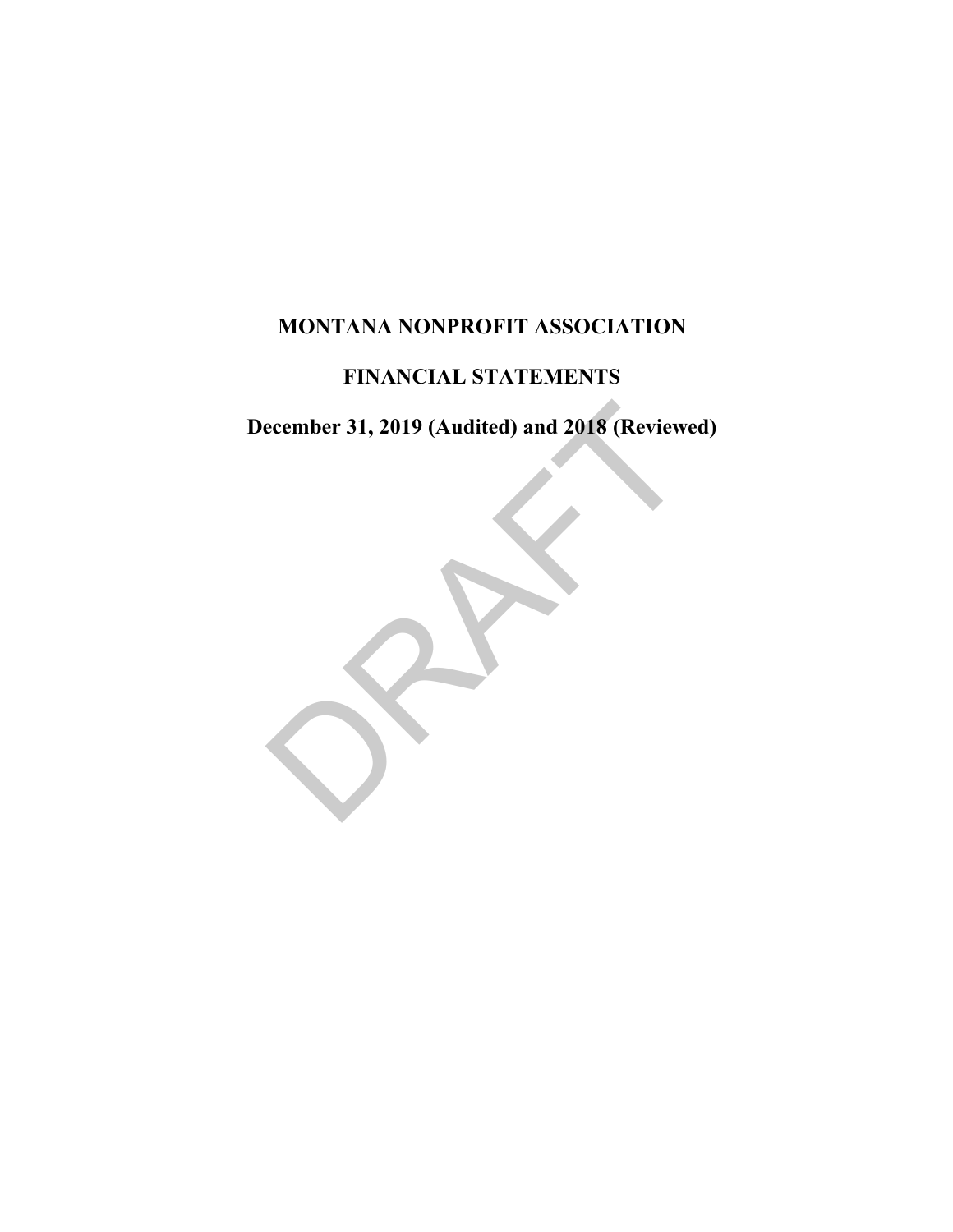# MONTANA NONPROFIT ASSOCIATION

## FINANCIAL STATEMENTS

## December 31, 2019 (Audited) and 2018 (Reviewed)

DRAFT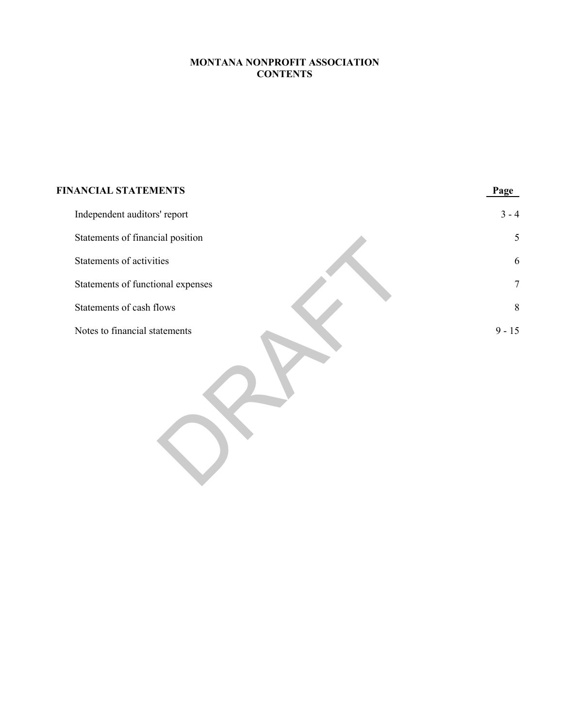# MONTANA NONPROFIT ASSOCIATION
## CONTENTS

| FINANCIAL STATEMENTS | Page |
| --- | --- |
| Independent auditors' report | 3 - 4 |
| Statements of financial position | 5 |
| Statements of activities | 6 |
| Statements of functional expenses | 7 |
| Statements of cash flows | 8 |
| Notes to financial statements | 9 - 15 |

DRAFT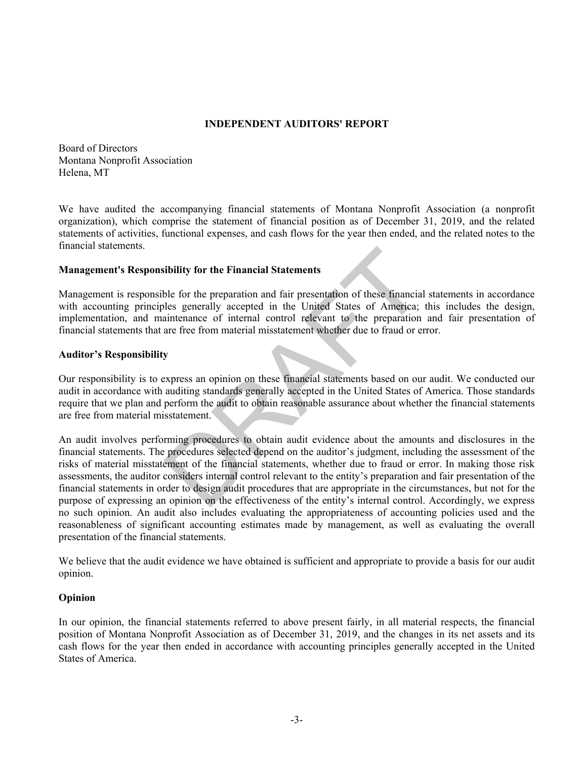# INDEPENDENT AUDITORS' REPORT

Board of Directors
Montana Nonprofit Association
Helena, MT

We have audited the accompanying financial statements of Montana Nonprofit Association (a nonprofit organization), which comprise the statement of financial position as of December 31, 2019, and the related statements of activities, functional expenses, and cash flows for the year then ended, and the related notes to the financial statements.

## Management's Responsibility for the Financial Statements

Management is responsible for the preparation and fair presentation of these financial statements in accordance with accounting principles generally accepted in the United States of America; this includes the design, implementation, and maintenance of internal control relevant to the preparation and fair presentation of financial statements that are free from material misstatement whether due to fraud or error.

## Auditor's Responsibility

Our responsibility is to express an opinion on these financial statements based on our audit. We conducted our audit in accordance with auditing standards generally accepted in the United States of America. Those standards require that we plan and perform the audit to obtain reasonable assurance about whether the financial statements are free from material misstatement.

An audit involves performing procedures to obtain audit evidence about the amounts and disclosures in the financial statements. The procedures selected depend on the auditor's judgment, including the assessment of the risks of material misstatement of the financial statements, whether due to fraud or error. In making those risk assessments, the auditor considers internal control relevant to the entity's preparation and fair presentation of the financial statements in order to design audit procedures that are appropriate in the circumstances, but not for the purpose of expressing an opinion on the effectiveness of the entity's internal control. Accordingly, we express no such opinion. An audit also includes evaluating the appropriateness of accounting policies used and the reasonableness of significant accounting estimates made by management, as well as evaluating the overall presentation of the financial statements.

We believe that the audit evidence we have obtained is sufficient and appropriate to provide a basis for our audit opinion.

## Opinion

In our opinion, the financial statements referred to above present fairly, in all material respects, the financial position of Montana Nonprofit Association as of December 31, 2019, and the changes in its net assets and its cash flows for the year then ended in accordance with accounting principles generally accepted in the United States of America.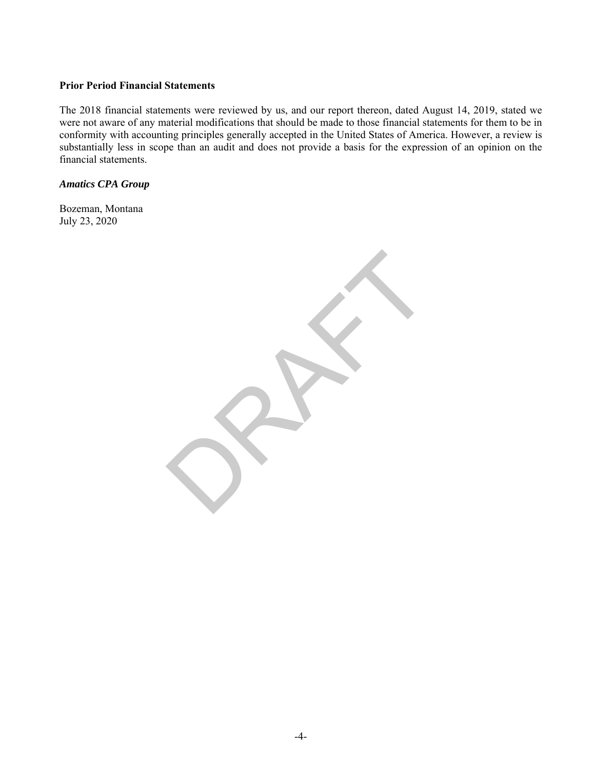**Prior Period Financial Statements**

The 2018 financial statements were reviewed by us, and our report thereon, dated August 14, 2019, stated we were not aware of any material modifications that should be made to those financial statements for them to be in conformity with accounting principles generally accepted in the United States of America. However, a review is substantially less in scope than an audit and does not provide a basis for the expression of an opinion on the financial statements.

***Amatics CPA Group***

Bozeman, Montana
July 23, 2020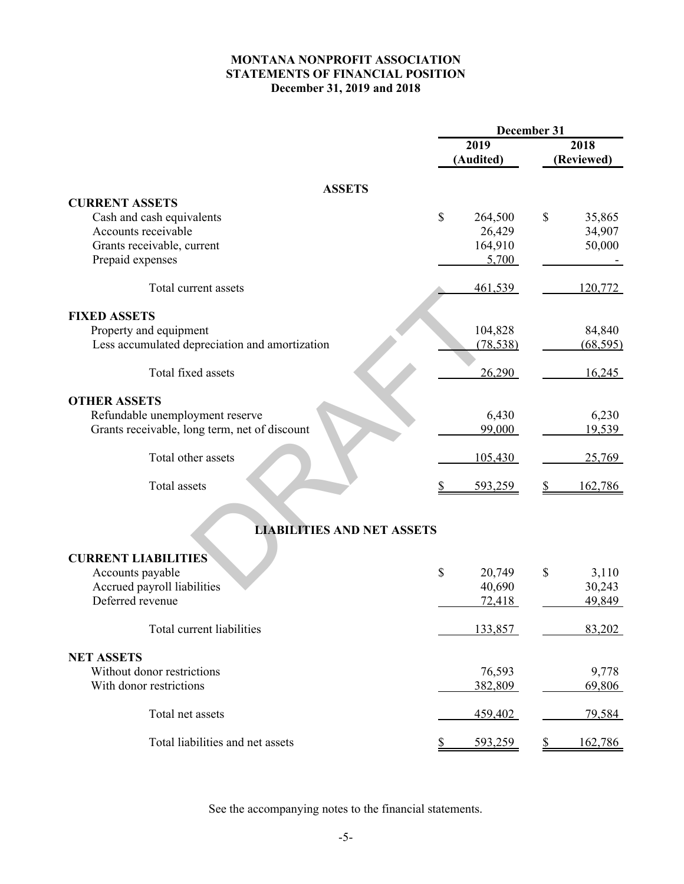# MONTANA NONPROFIT ASSOCIATION
## STATEMENTS OF FINANCIAL POSITION
### December 31, 2019 and 2018

| | December 31 | |
|---|---|---|
| | 2019 (Audited) | 2018 (Reviewed) |
| **ASSETS** | | |
| **CURRENT ASSETS** | | |
| Cash and cash equivalents | $ 264,500 | $ 35,865 |
| Accounts receivable | 26,429 | 34,907 |
| Grants receivable, current | 164,910 | 50,000 |
| Prepaid expenses | 5,700 | - |
| Total current assets | 461,539 | 120,772 |
| **FIXED ASSETS** | | |
| Property and equipment | 104,828 | 84,840 |
| Less accumulated depreciation and amortization | (78,538) | (68,595) |
| Total fixed assets | 26,290 | 16,245 |
| **OTHER ASSETS** | | |
| Refundable unemployment reserve | 6,430 | 6,230 |
| Grants receivable, long term, net of discount | 99,000 | 19,539 |
| Total other assets | 105,430 | 25,769 |
| Total assets | $ 593,259 | $ 162,786 |
| **LIABILITIES AND NET ASSETS** | | |
| **CURRENT LIABILITIES** | | |
| Accounts payable | $ 20,749 | $ 3,110 |
| Accrued payroll liabilities | 40,690 | 30,243 |
| Deferred revenue | 72,418 | 49,849 |
| Total current liabilities | 133,857 | 83,202 |
| **NET ASSETS** | | |
| Without donor restrictions | 76,593 | 9,778 |
| With donor restrictions | 382,809 | 69,806 |
| Total net assets | 459,402 | 79,584 |
| Total liabilities and net assets | $ 593,259 | $ 162,786 |

See the accompanying notes to the financial statements.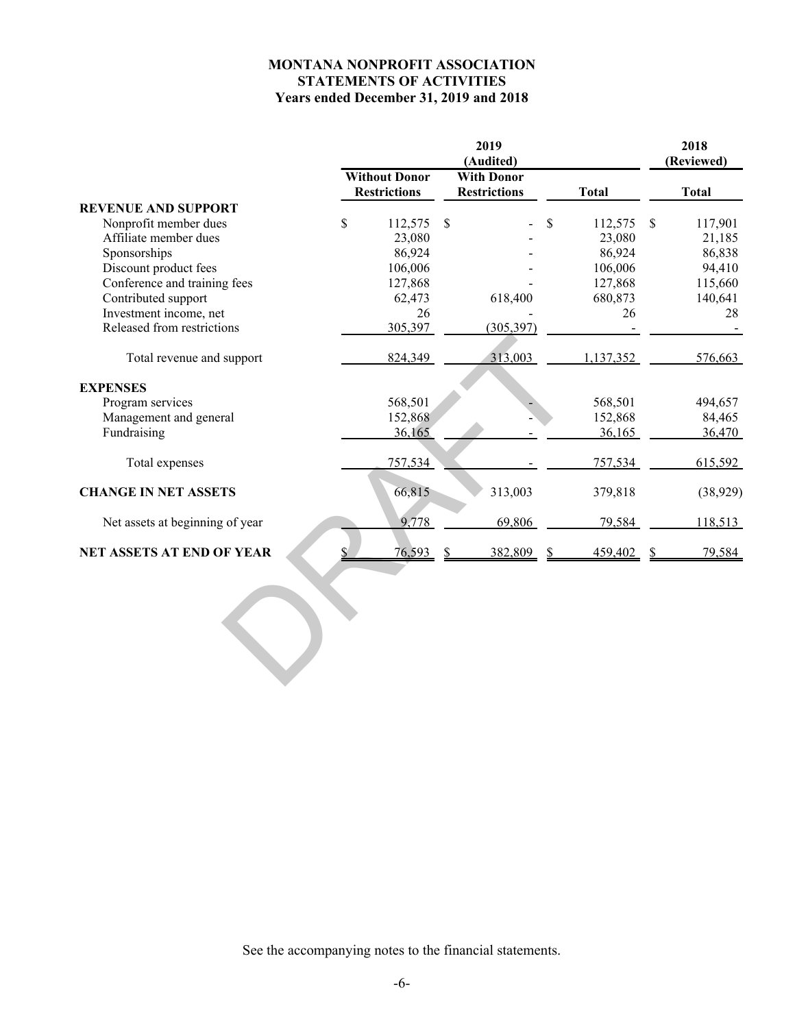# MONTANA NONPROFIT ASSOCIATION
## STATEMENTS OF ACTIVITIES
### Years ended December 31, 2019 and 2018

| | 2019 (Audited) | | | 2018 (Reviewed) |
|---|---|---|---|---|
| | Without Donor Restrictions | With Donor Restrictions | Total | Total |
| **REVENUE AND SUPPORT** | | | | |
| Nonprofit member dues | $ 112,575 | $ - | $ 112,575 | $ 117,901 |
| Affiliate member dues | 23,080 | - | 23,080 | 21,185 |
| Sponsorships | 86,924 | - | 86,924 | 86,838 |
| Discount product fees | 106,006 | - | 106,006 | 94,410 |
| Conference and training fees | 127,868 | - | 127,868 | 115,660 |
| Contributed support | 62,473 | 618,400 | 680,873 | 140,641 |
| Investment income, net | 26 | - | 26 | 28 |
| Released from restrictions | 305,397 | (305,397) | - | - |
| Total revenue and support | 824,349 | 313,003 | 1,137,352 | 576,663 |
| **EXPENSES** | | | | |
| Program services | 568,501 | - | 568,501 | 494,657 |
| Management and general | 152,868 | - | 152,868 | 84,465 |
| Fundraising | 36,165 | - | 36,165 | 36,470 |
| Total expenses | 757,534 | - | 757,534 | 615,592 |
| **CHANGE IN NET ASSETS** | 66,815 | 313,003 | 379,818 | (38,929) |
| Net assets at beginning of year | 9,778 | 69,806 | 79,584 | 118,513 |
| **NET ASSETS AT END OF YEAR** | $ 76,593 | $ 382,809 | $ 459,402 | $ 79,584 |

DRAFT

See the accompanying notes to the financial statements.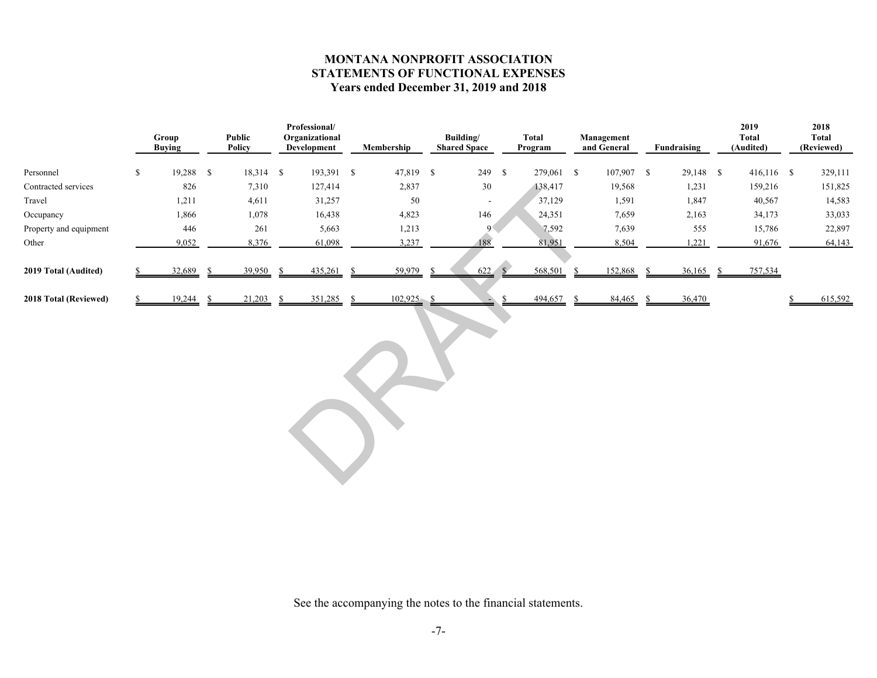# MONTANA NONPROFIT ASSOCIATION
## STATEMENTS OF FUNCTIONAL EXPENSES
### Years ended December 31, 2019 and 2018

| | Group Buying | Public Policy | Professional/ Organizational Development | Membership | Building/ Shared Space | Total Program | Management and General | Fundraising | 2019 Total (Audited) | 2018 Total (Reviewed) |
|---|---|---|---|---|---|---|---|---|---|---|
| Personnel | $ 19,288 | $ 18,314 | $ 193,391 | $ 47,819 | $ 249 | $ 279,061 | $ 107,907 | $ 29,148 | $ 416,116 | $ 329,111 |
| Contracted services | 826 | 7,310 | 127,414 | 2,837 | 30 | 138,417 | 19,568 | 1,231 | 159,216 | 151,825 |
| Travel | 1,211 | 4,611 | 31,257 | 50 | - | 37,129 | 1,591 | 1,847 | 40,567 | 14,583 |
| Occupancy | 1,866 | 1,078 | 16,438 | 4,823 | 146 | 24,351 | 7,659 | 2,163 | 34,173 | 33,033 |
| Property and equipment | 446 | 261 | 5,663 | 1,213 | 9 | 7,592 | 7,639 | 555 | 15,786 | 22,897 |
| Other | 9,052 | 8,376 | 61,098 | 3,237 | 188 | 81,951 | 8,504 | 1,221 | 91,676 | 64,143 |
| **2019 Total (Audited)** | $ 32,689 | $ 39,950 | $ 435,261 | $ 59,979 | $ 622 | $ 568,501 | $ 152,868 | $ 36,165 | $ 757,534 | |
| **2018 Total (Reviewed)** | $ 19,244 | $ 21,203 | $ 351,285 | $ 102,925 | $ - | $ 494,657 | $ 84,465 | $ 36,470 | | $ 615,592 |

DRAFT

See the accompanying the notes to the financial statements.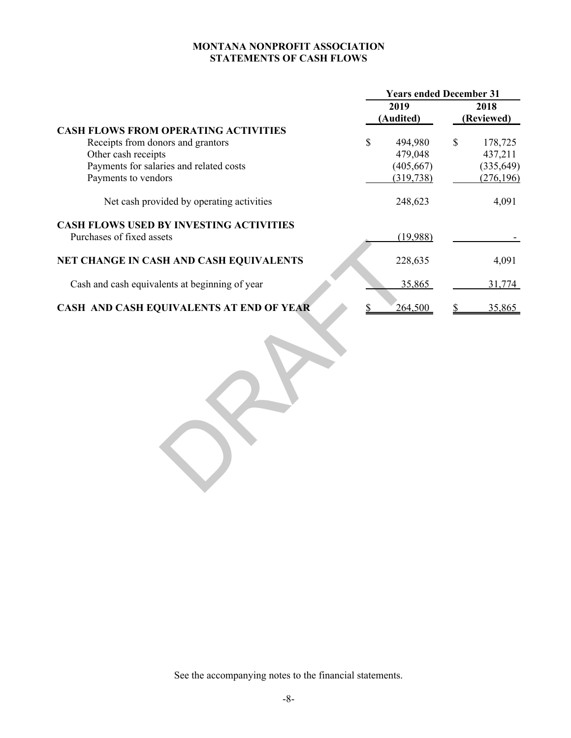# MONTANA NONPROFIT ASSOCIATION
## STATEMENTS OF CASH FLOWS

| | Years ended December 31 | |
|---|---|---|
| | 2019 (Audited) | 2018 (Reviewed) |
| **CASH FLOWS FROM OPERATING ACTIVITIES** | | |
| Receipts from donors and grantors | $ 494,980 | $ 178,725 |
| Other cash receipts | 479,048 | 437,211 |
| Payments for salaries and related costs | (405,667) | (335,649) |
| Payments to vendors | (319,738) | (276,196) |
| Net cash provided by operating activities | 248,623 | 4,091 |
| **CASH FLOWS USED BY INVESTING ACTIVITIES** | | |
| Purchases of fixed assets | (19,988) | - |
| **NET CHANGE IN CASH AND CASH EQUIVALENTS** | 228,635 | 4,091 |
| Cash and cash equivalents at beginning of year | 35,865 | 31,774 |
| **CASH AND CASH EQUIVALENTS AT END OF YEAR** | $ 264,500 | $ 35,865 |

DRAFT

See the accompanying notes to the financial statements.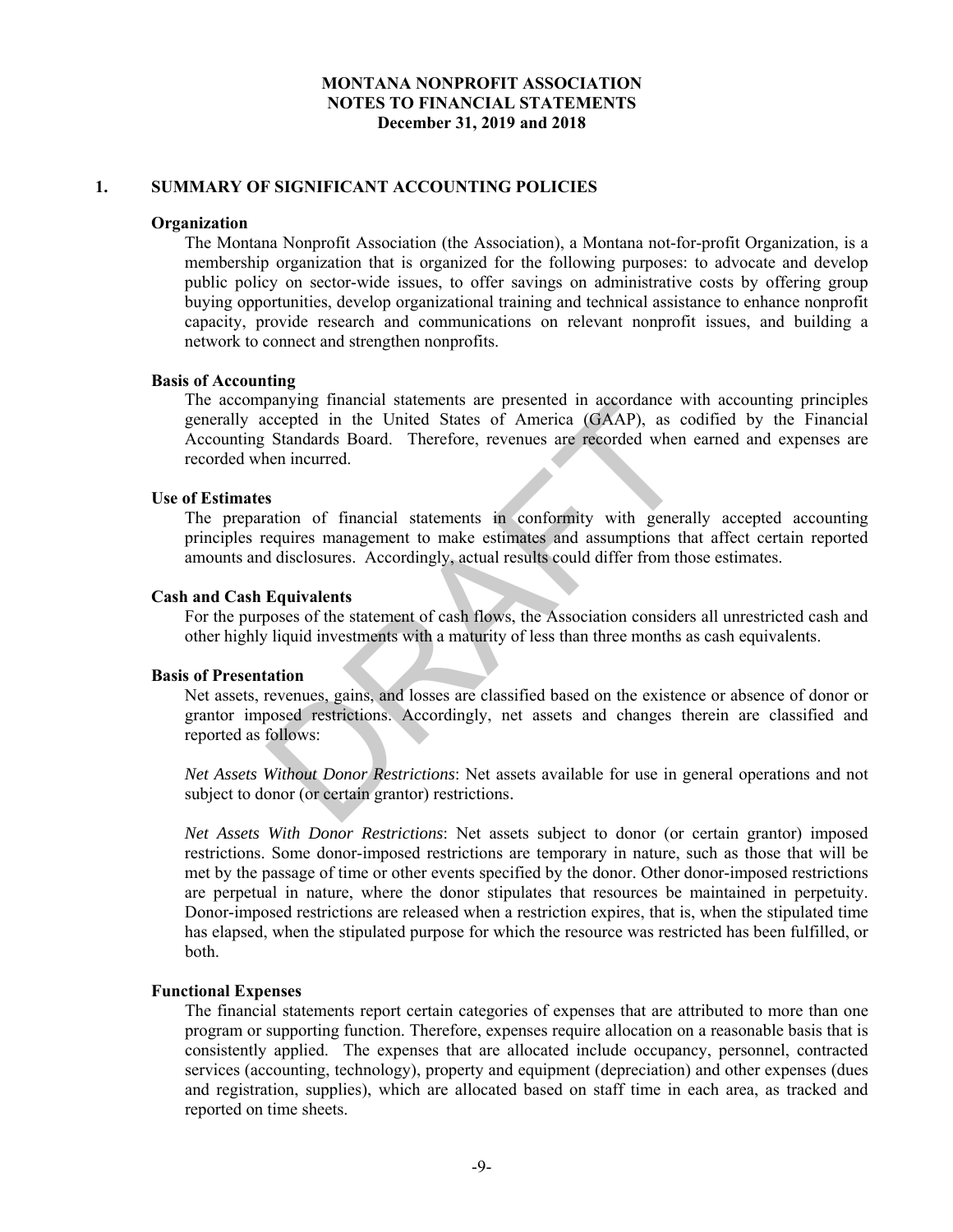# MONTANA NONPROFIT ASSOCIATION
## NOTES TO FINANCIAL STATEMENTS
### December 31, 2019 and 2018

## 1. SUMMARY OF SIGNIFICANT ACCOUNTING POLICIES

**Organization**

The Montana Nonprofit Association (the Association), a Montana not-for-profit Organization, is a membership organization that is organized for the following purposes: to advocate and develop public policy on sector-wide issues, to offer savings on administrative costs by offering group buying opportunities, develop organizational training and technical assistance to enhance nonprofit capacity, provide research and communications on relevant nonprofit issues, and building a network to connect and strengthen nonprofits.

**Basis of Accounting**

The accompanying financial statements are presented in accordance with accounting principles generally accepted in the United States of America (GAAP), as codified by the Financial Accounting Standards Board. Therefore, revenues are recorded when earned and expenses are recorded when incurred.

**Use of Estimates**

The preparation of financial statements in conformity with generally accepted accounting principles requires management to make estimates and assumptions that affect certain reported amounts and disclosures. Accordingly, actual results could differ from those estimates.

**Cash and Cash Equivalents**

For the purposes of the statement of cash flows, the Association considers all unrestricted cash and other highly liquid investments with a maturity of less than three months as cash equivalents.

**Basis of Presentation**

Net assets, revenues, gains, and losses are classified based on the existence or absence of donor or grantor imposed restrictions. Accordingly, net assets and changes therein are classified and reported as follows:

*Net Assets Without Donor Restrictions*: Net assets available for use in general operations and not subject to donor (or certain grantor) restrictions.

*Net Assets With Donor Restrictions*: Net assets subject to donor (or certain grantor) imposed restrictions. Some donor-imposed restrictions are temporary in nature, such as those that will be met by the passage of time or other events specified by the donor. Other donor-imposed restrictions are perpetual in nature, where the donor stipulates that resources be maintained in perpetuity. Donor-imposed restrictions are released when a restriction expires, that is, when the stipulated time has elapsed, when the stipulated purpose for which the resource was restricted has been fulfilled, or both.

**Functional Expenses**

The financial statements report certain categories of expenses that are attributed to more than one program or supporting function. Therefore, expenses require allocation on a reasonable basis that is consistently applied. The expenses that are allocated include occupancy, personnel, contracted services (accounting, technology), property and equipment (depreciation) and other expenses (dues and registration, supplies), which are allocated based on staff time in each area, as tracked and reported on time sheets.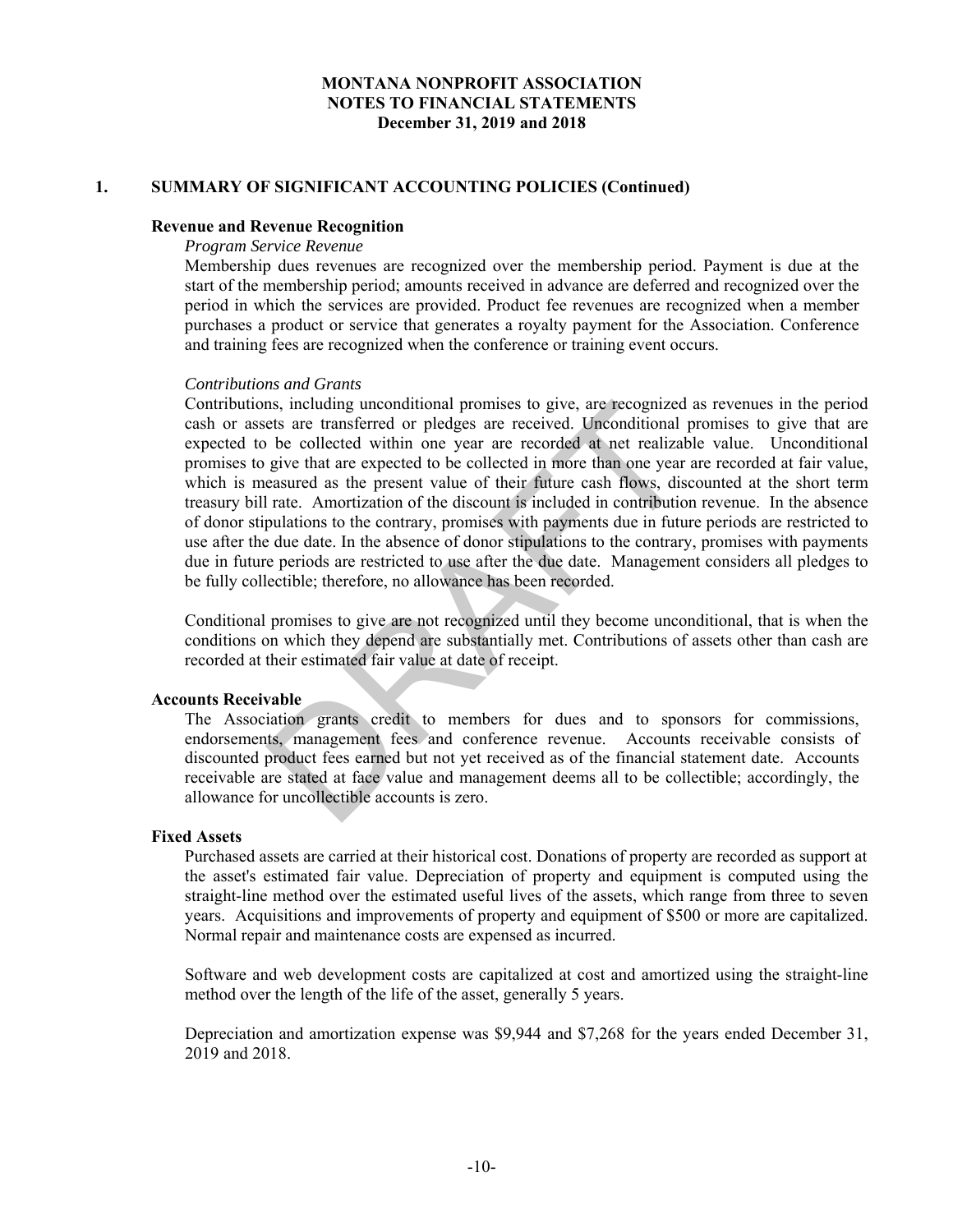**MONTANA NONPROFIT ASSOCIATION**
**NOTES TO FINANCIAL STATEMENTS**
**December 31, 2019 and 2018**

## 1. SUMMARY OF SIGNIFICANT ACCOUNTING POLICIES (Continued)

### Revenue and Revenue Recognition

*Program Service Revenue*

Membership dues revenues are recognized over the membership period. Payment is due at the start of the membership period; amounts received in advance are deferred and recognized over the period in which the services are provided. Product fee revenues are recognized when a member purchases a product or service that generates a royalty payment for the Association. Conference and training fees are recognized when the conference or training event occurs.

*Contributions and Grants*

Contributions, including unconditional promises to give, are recognized as revenues in the period cash or assets are transferred or pledges are received. Unconditional promises to give that are expected to be collected within one year are recorded at net realizable value. Unconditional promises to give that are expected to be collected in more than one year are recorded at fair value, which is measured as the present value of their future cash flows, discounted at the short term treasury bill rate. Amortization of the discount is included in contribution revenue. In the absence of donor stipulations to the contrary, promises with payments due in future periods are restricted to use after the due date. In the absence of donor stipulations to the contrary, promises with payments due in future periods are restricted to use after the due date. Management considers all pledges to be fully collectible; therefore, no allowance has been recorded.

Conditional promises to give are not recognized until they become unconditional, that is when the conditions on which they depend are substantially met. Contributions of assets other than cash are recorded at their estimated fair value at date of receipt.

### Accounts Receivable

The Association grants credit to members for dues and to sponsors for commissions, endorsements, management fees and conference revenue. Accounts receivable consists of discounted product fees earned but not yet received as of the financial statement date. Accounts receivable are stated at face value and management deems all to be collectible; accordingly, the allowance for uncollectible accounts is zero.

### Fixed Assets

Purchased assets are carried at their historical cost. Donations of property are recorded as support at the asset's estimated fair value. Depreciation of property and equipment is computed using the straight-line method over the estimated useful lives of the assets, which range from three to seven years. Acquisitions and improvements of property and equipment of $500 or more are capitalized. Normal repair and maintenance costs are expensed as incurred.

Software and web development costs are capitalized at cost and amortized using the straight-line method over the length of the life of the asset, generally 5 years.

Depreciation and amortization expense was $9,944 and $7,268 for the years ended December 31, 2019 and 2018.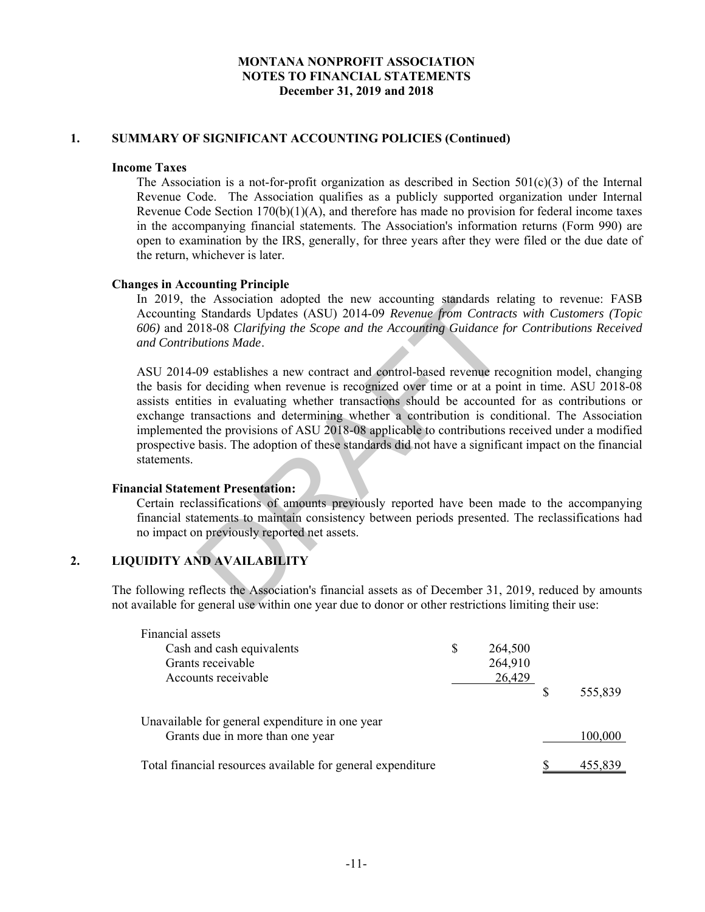**MONTANA NONPROFIT ASSOCIATION**
**NOTES TO FINANCIAL STATEMENTS**
**December 31, 2019 and 2018**

## 1. SUMMARY OF SIGNIFICANT ACCOUNTING POLICIES (Continued)

### Income Taxes

The Association is a not-for-profit organization as described in Section 501(c)(3) of the Internal Revenue Code. The Association qualifies as a publicly supported organization under Internal Revenue Code Section 170(b)(1)(A), and therefore has made no provision for federal income taxes in the accompanying financial statements. The Association's information returns (Form 990) are open to examination by the IRS, generally, for three years after they were filed or the due date of the return, whichever is later.

### Changes in Accounting Principle

In 2019, the Association adopted the new accounting standards relating to revenue: FASB Accounting Standards Updates (ASU) 2014-09 *Revenue from Contracts with Customers (Topic 606)* and 2018-08 *Clarifying the Scope and the Accounting Guidance for Contributions Received and Contributions Made*.

ASU 2014-09 establishes a new contract and control-based revenue recognition model, changing the basis for deciding when revenue is recognized over time or at a point in time. ASU 2018-08 assists entities in evaluating whether transactions should be accounted for as contributions or exchange transactions and determining whether a contribution is conditional. The Association implemented the provisions of ASU 2018-08 applicable to contributions received under a modified prospective basis. The adoption of these standards did not have a significant impact on the financial statements.

### Financial Statement Presentation:

Certain reclassifications of amounts previously reported have been made to the accompanying financial statements to maintain consistency between periods presented. The reclassifications had no impact on previously reported net assets.

## 2. LIQUIDITY AND AVAILABILITY

The following reflects the Association's financial assets as of December 31, 2019, reduced by amounts not available for general use within one year due to donor or other restrictions limiting their use:

| | | |
|---|---|---|
| Financial assets | | |
| Cash and cash equivalents | $ 264,500 | |
| Grants receivable | 264,910 | |
| Accounts receivable | 26,429 | |
| | | $ 555,839 |
| Unavailable for general expenditure in one year | | |
| Grants due in more than one year | | 100,000 |
| Total financial resources available for general expenditure | | $ 455,839 |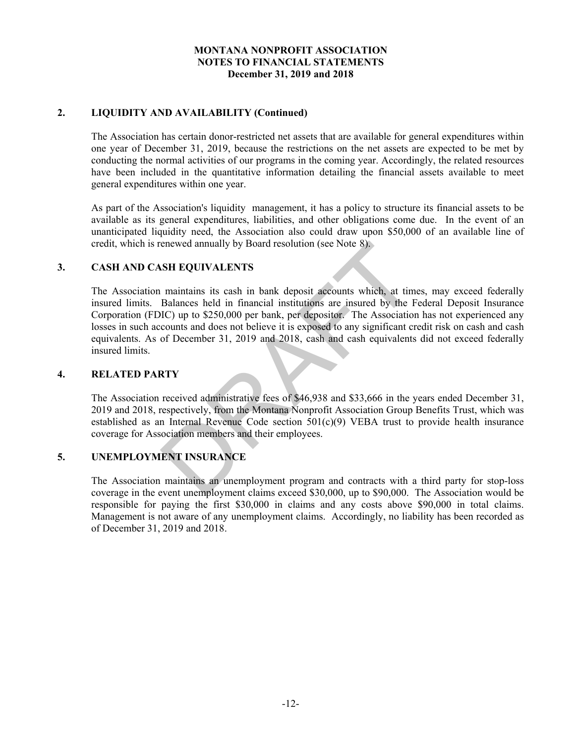## 2. LIQUIDITY AND AVAILABILITY (Continued)

The Association has certain donor-restricted net assets that are available for general expenditures within one year of December 31, 2019, because the restrictions on the net assets are expected to be met by conducting the normal activities of our programs in the coming year. Accordingly, the related resources have been included in the quantitative information detailing the financial assets available to meet general expenditures within one year.

As part of the Association's liquidity management, it has a policy to structure its financial assets to be available as its general expenditures, liabilities, and other obligations come due. In the event of an unanticipated liquidity need, the Association also could draw upon $50,000 of an available line of credit, which is renewed annually by Board resolution (see Note 8).

## 3. CASH AND CASH EQUIVALENTS

The Association maintains its cash in bank deposit accounts which, at times, may exceed federally insured limits. Balances held in financial institutions are insured by the Federal Deposit Insurance Corporation (FDIC) up to $250,000 per bank, per depositor. The Association has not experienced any losses in such accounts and does not believe it is exposed to any significant credit risk on cash and cash equivalents. As of December 31, 2019 and 2018, cash and cash equivalents did not exceed federally insured limits.

## 4. RELATED PARTY

The Association received administrative fees of $46,938 and $33,666 in the years ended December 31, 2019 and 2018, respectively, from the Montana Nonprofit Association Group Benefits Trust, which was established as an Internal Revenue Code section 501(c)(9) VEBA trust to provide health insurance coverage for Association members and their employees.

## 5. UNEMPLOYMENT INSURANCE

The Association maintains an unemployment program and contracts with a third party for stop-loss coverage in the event unemployment claims exceed $30,000, up to $90,000. The Association would be responsible for paying the first $30,000 in claims and any costs above $90,000 in total claims. Management is not aware of any unemployment claims. Accordingly, no liability has been recorded as of December 31, 2019 and 2018.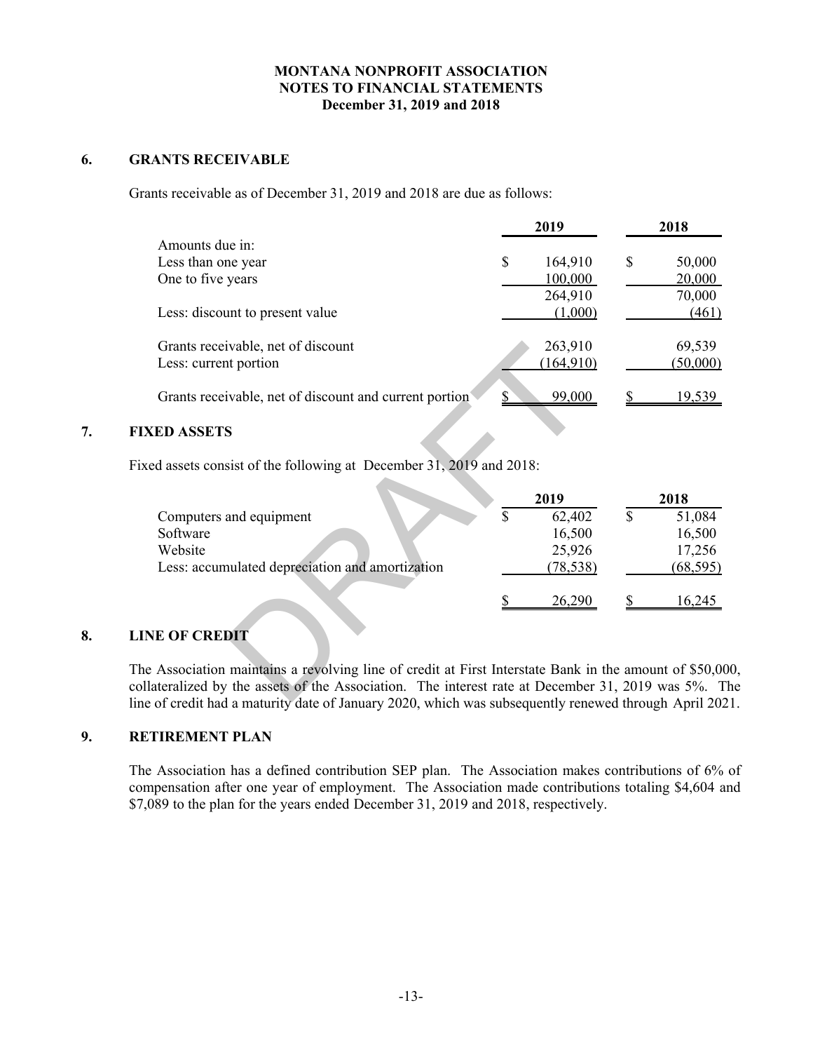**MONTANA NONPROFIT ASSOCIATION**
**NOTES TO FINANCIAL STATEMENTS**
**December 31, 2019 and 2018**

## 6. GRANTS RECEIVABLE

Grants receivable as of December 31, 2019 and 2018 are due as follows:

| | 2019 | 2018 |
|---|---|---|
| Amounts due in: | | |
| Less than one year | $ 164,910 | $ 50,000 |
| One to five years | 100,000 | 20,000 |
| | 264,910 | 70,000 |
| Less: discount to present value | (1,000) | (461) |
| Grants receivable, net of discount | 263,910 | 69,539 |
| Less: current portion | (164,910) | (50,000) |
| Grants receivable, net of discount and current portion | $ 99,000 | $ 19,539 |

## 7. FIXED ASSETS

Fixed assets consist of the following at December 31, 2019 and 2018:

| | 2019 | 2018 |
|---|---|---|
| Computers and equipment | $ 62,402 | $ 51,084 |
| Software | 16,500 | 16,500 |
| Website | 25,926 | 17,256 |
| Less: accumulated depreciation and amortization | (78,538) | (68,595) |
| | $ 26,290 | $ 16,245 |

## 8. LINE OF CREDIT

The Association maintains a revolving line of credit at First Interstate Bank in the amount of $50,000, collateralized by the assets of the Association. The interest rate at December 31, 2019 was 5%. The line of credit had a maturity date of January 2020, which was subsequently renewed through April 2021.

## 9. RETIREMENT PLAN

The Association has a defined contribution SEP plan. The Association makes contributions of 6% of compensation after one year of employment. The Association made contributions totaling $4,604 and $7,089 to the plan for the years ended December 31, 2019 and 2018, respectively.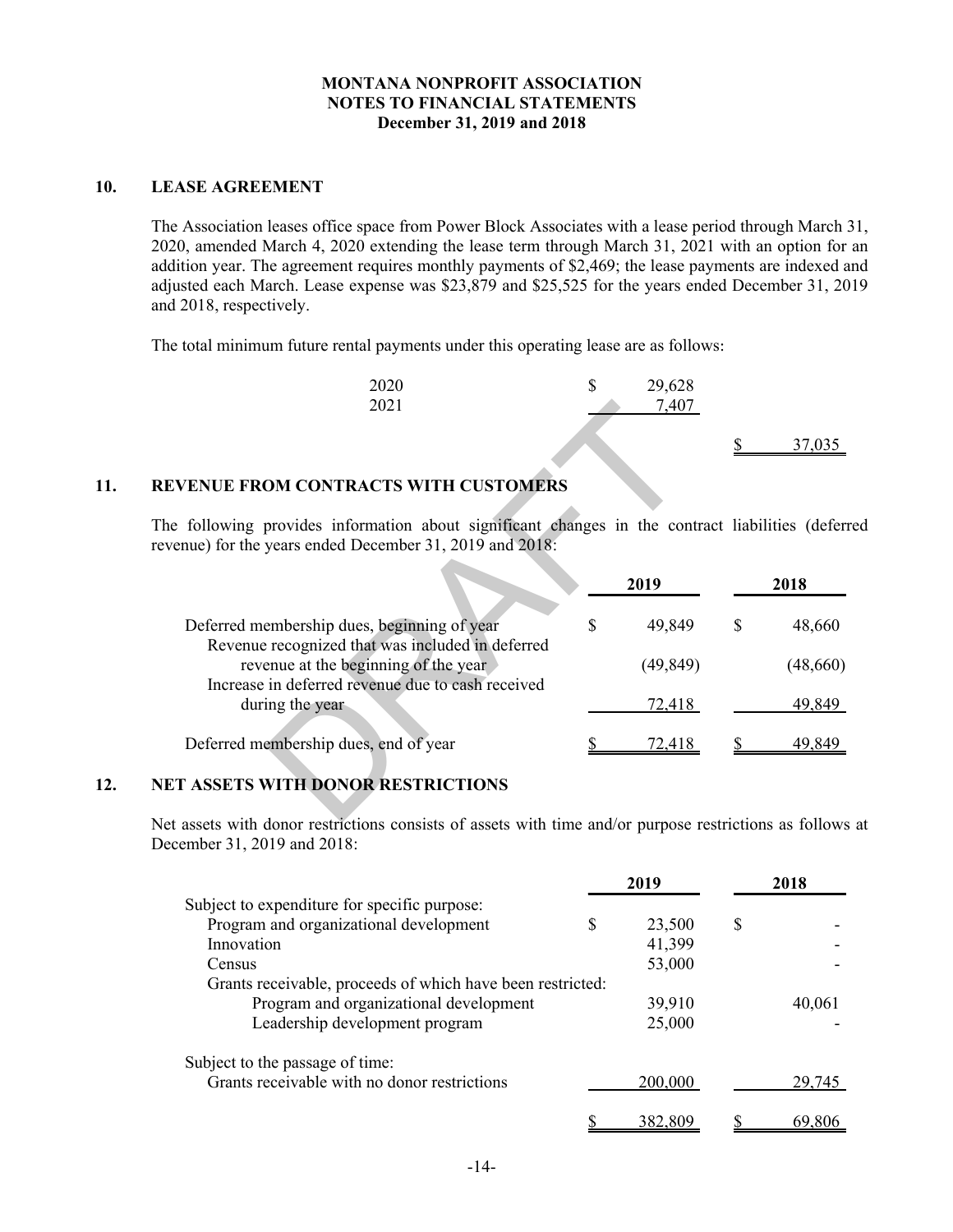**MONTANA NONPROFIT ASSOCIATION**
**NOTES TO FINANCIAL STATEMENTS**
**December 31, 2019 and 2018**

## 10. LEASE AGREEMENT

The Association leases office space from Power Block Associates with a lease period through March 31, 2020, amended March 4, 2020 extending the lease term through March 31, 2021 with an option for an addition year. The agreement requires monthly payments of $2,469; the lease payments are indexed and adjusted each March. Lease expense was $23,879 and $25,525 for the years ended December 31, 2019 and 2018, respectively.

The total minimum future rental payments under this operating lease are as follows:

| | | |
|---|---|---|
| 2020 | $ 29,628 | |
| 2021 | 7,407 | |
| | | $ 37,035 |

## 11. REVENUE FROM CONTRACTS WITH CUSTOMERS

The following provides information about significant changes in the contract liabilities (deferred revenue) for the years ended December 31, 2019 and 2018:

| | 2019 | 2018 |
|---|---|---|
| Deferred membership dues, beginning of year | $ 49,849 | $ 48,660 |
| Revenue recognized that was included in deferred revenue at the beginning of the year | (49,849) | (48,660) |
| Increase in deferred revenue due to cash received during the year | 72,418 | 49,849 |
| Deferred membership dues, end of year | $ 72,418 | $ 49,849 |

## 12. NET ASSETS WITH DONOR RESTRICTIONS

Net assets with donor restrictions consists of assets with time and/or purpose restrictions as follows at December 31, 2019 and 2018:

| | 2019 | 2018 |
|---|---|---|
| Subject to expenditure for specific purpose: | | |
| Program and organizational development | $ 23,500 | $ - |
| Innovation | 41,399 | - |
| Census | 53,000 | - |
| Grants receivable, proceeds of which have been restricted: | | |
| Program and organizational development | 39,910 | 40,061 |
| Leadership development program | 25,000 | - |
| Subject to the passage of time: | | |
| Grants receivable with no donor restrictions | 200,000 | 29,745 |
| | $ 382,809 | $ 69,806 |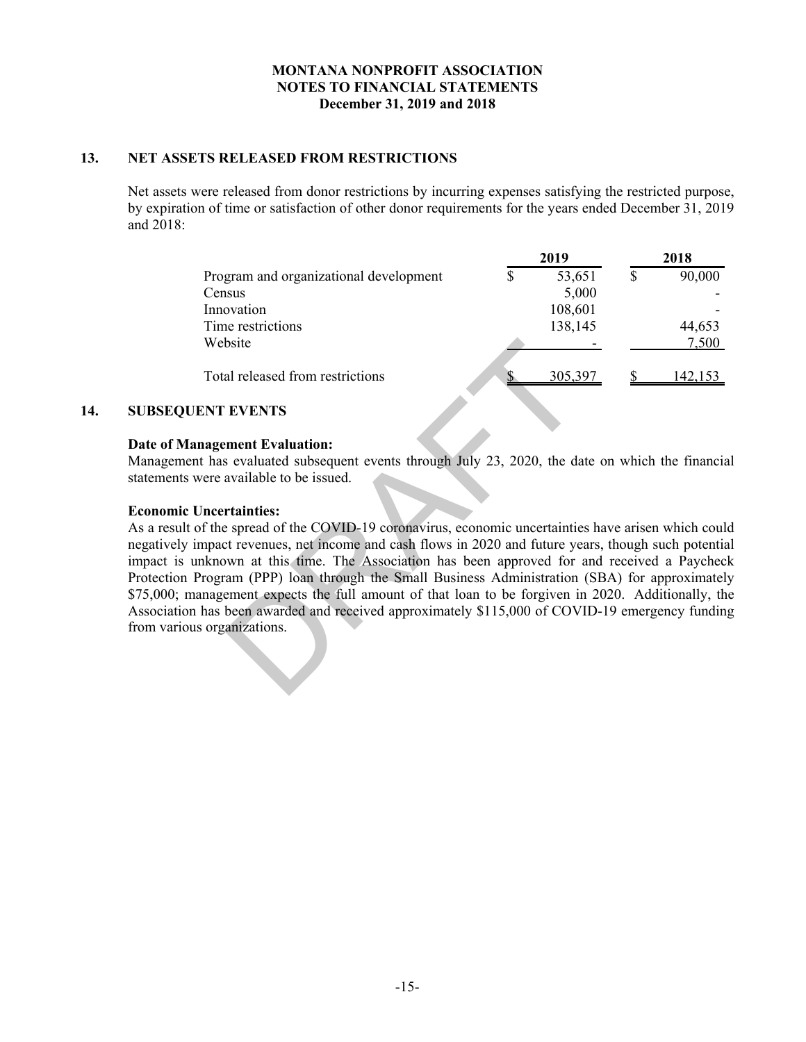**MONTANA NONPROFIT ASSOCIATION**
**NOTES TO FINANCIAL STATEMENTS**
**December 31, 2019 and 2018**

## 13. NET ASSETS RELEASED FROM RESTRICTIONS

Net assets were released from donor restrictions by incurring expenses satisfying the restricted purpose, by expiration of time or satisfaction of other donor requirements for the years ended December 31, 2019 and 2018:

| | 2019 | 2018 |
|---|---|---|
| Program and organizational development | $ 53,651 | $ 90,000 |
| Census | 5,000 | - |
| Innovation | 108,601 | - |
| Time restrictions | 138,145 | 44,653 |
| Website | - | 7,500 |
| Total released from restrictions | $ 305,397 | $ 142,153 |

## 14. SUBSEQUENT EVENTS

**Date of Management Evaluation:**
Management has evaluated subsequent events through July 23, 2020, the date on which the financial statements were available to be issued.

**Economic Uncertainties:**
As a result of the spread of the COVID-19 coronavirus, economic uncertainties have arisen which could negatively impact revenues, net income and cash flows in 2020 and future years, though such potential impact is unknown at this time. The Association has been approved for and received a Paycheck Protection Program (PPP) loan through the Small Business Administration (SBA) for approximately $75,000; management expects the full amount of that loan to be forgiven in 2020. Additionally, the Association has been awarded and received approximately $115,000 of COVID-19 emergency funding from various organizations.